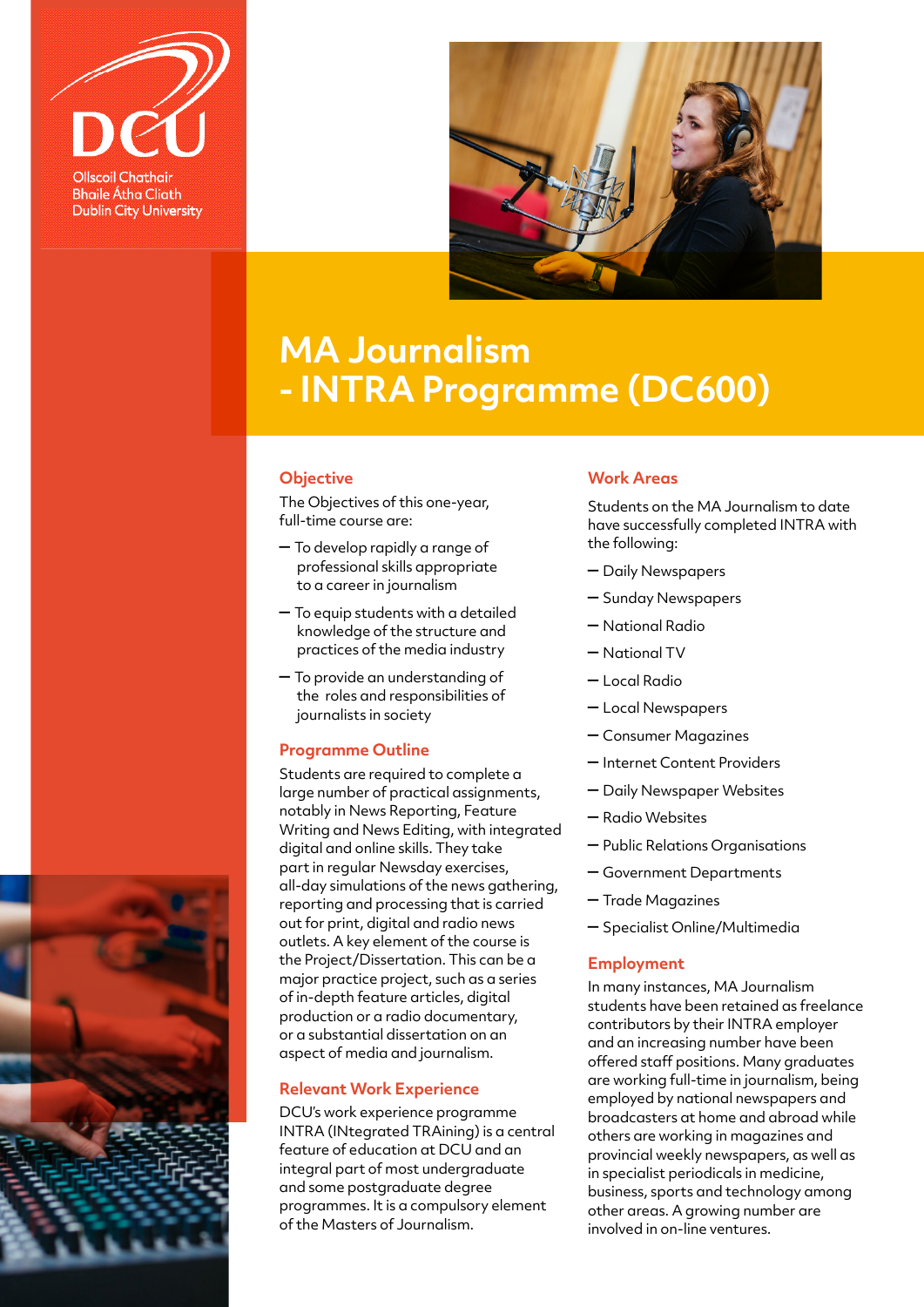DCU

Ollscoil Chathair Bhaile Átha Cliath
Dublin City University

# MA Journalism - INTRA Programme (DC600)

## Objective

The Objectives of this one-year, full-time course are:

- To develop rapidly a range of professional skills appropriate to a career in journalism
- To equip students with a detailed knowledge of the structure and practices of the media industry
- To provide an understanding of the roles and responsibilities of journalists in society

## Programme Outline

Students are required to complete a large number of practical assignments, notably in News Reporting, Feature Writing and News Editing, with integrated digital and online skills. They take part in regular Newsday exercises, all-day simulations of the news gathering, reporting and processing that is carried out for print, digital and radio news outlets. A key element of the course is the Project/Dissertation. This can be a major practice project, such as a series of in-depth feature articles, digital production or a radio documentary, or a substantial dissertation on an aspect of media and journalism.

## Relevant Work Experience

DCU's work experience programme INTRA (INtegrated TRAining) is a central feature of education at DCU and an integral part of most undergraduate and some postgraduate degree programmes. It is a compulsory element of the Masters of Journalism.

## Work Areas

Students on the MA Journalism to date have successfully completed INTRA with the following:

- Daily Newspapers
- Sunday Newspapers
- National Radio
- National TV
- Local Radio
- Local Newspapers
- Consumer Magazines
- Internet Content Providers
- Daily Newspaper Websites
- Radio Websites
- Public Relations Organisations
- Government Departments
- Trade Magazines
- Specialist Online/Multimedia

## Employment

In many instances, MA Journalism students have been retained as freelance contributors by their INTRA employer and an increasing number have been offered staff positions. Many graduates are working full-time in journalism, being employed by national newspapers and broadcasters at home and abroad while others are working in magazines and provincial weekly newspapers, as well as in specialist periodicals in medicine, business, sports and technology among other areas. A growing number are involved in on-line ventures.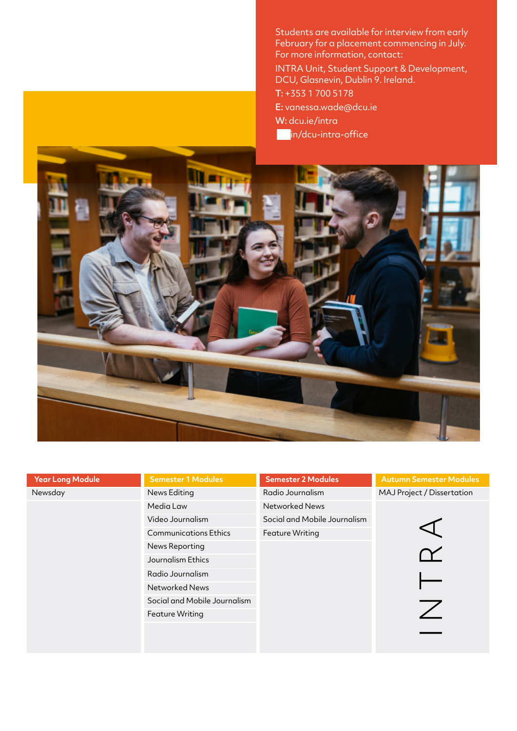Students are available for interview from early February for a placement commencing in July. For more information, contact:

INTRA Unit, Student Support & Development, DCU, Glasnevin, Dublin 9. Ireland.

**T:** +353 1 700 5178

**E:** vanessa.wade@dcu.ie

**W:** dcu.ie/intra

in/dcu-intra-office

| Year Long Module | Semester 1 Modules | Semester 2 Modules | Autumn Semester Modules |
|---|---|---|---|
| Newsday | News Editing | Radio Journalism | MAJ Project / Dissertation |
| | Media Law | Networked News | |
| | Video Journalism | Social and Mobile Journalism | |
| | Communications Ethics | Feature Writing | |
| | News Reporting | | |
| | Journalism Ethics | | |
| | Radio Journalism | | |
| | Networked News | | |
| | Social and Mobile Journalism | | |
| | Feature Writing | | |

INTRA